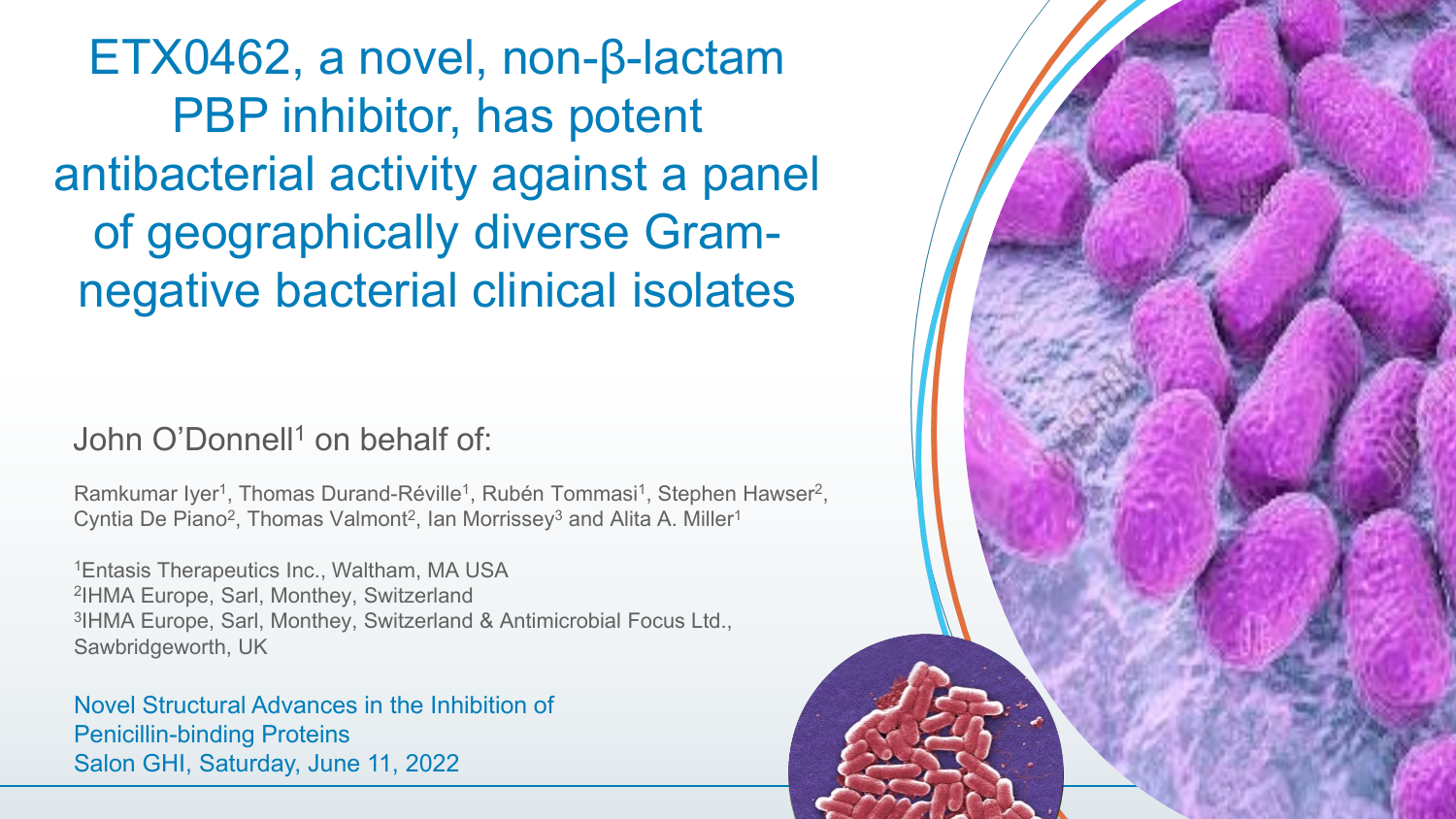# ETX0462, a novel, non-β-lactam PBP inhibitor, has potent antibacterial activity against a panel of geographically diverse Gram-negative bacterial clinical isolates

John O'Donnell[1] on behalf of:

Ramkumar Iyer[1], Thomas Durand-Réville[1], Rubén Tommasi[1], Stephen Hawser[2], Cyntia De Piano[2], Thomas Valmont[2], Ian Morrissey[3] and Alita A. Miller[1]

[1]Entasis Therapeutics Inc., Waltham, MA USA
[2]IHMA Europe, Sarl, Monthey, Switzerland
[3]IHMA Europe, Sarl, Monthey, Switzerland & Antimicrobial Focus Ltd., Sawbridgeworth, UK

Novel Structural Advances in the Inhibition of Penicillin-binding Proteins
Salon GHI, Saturday, June 11, 2022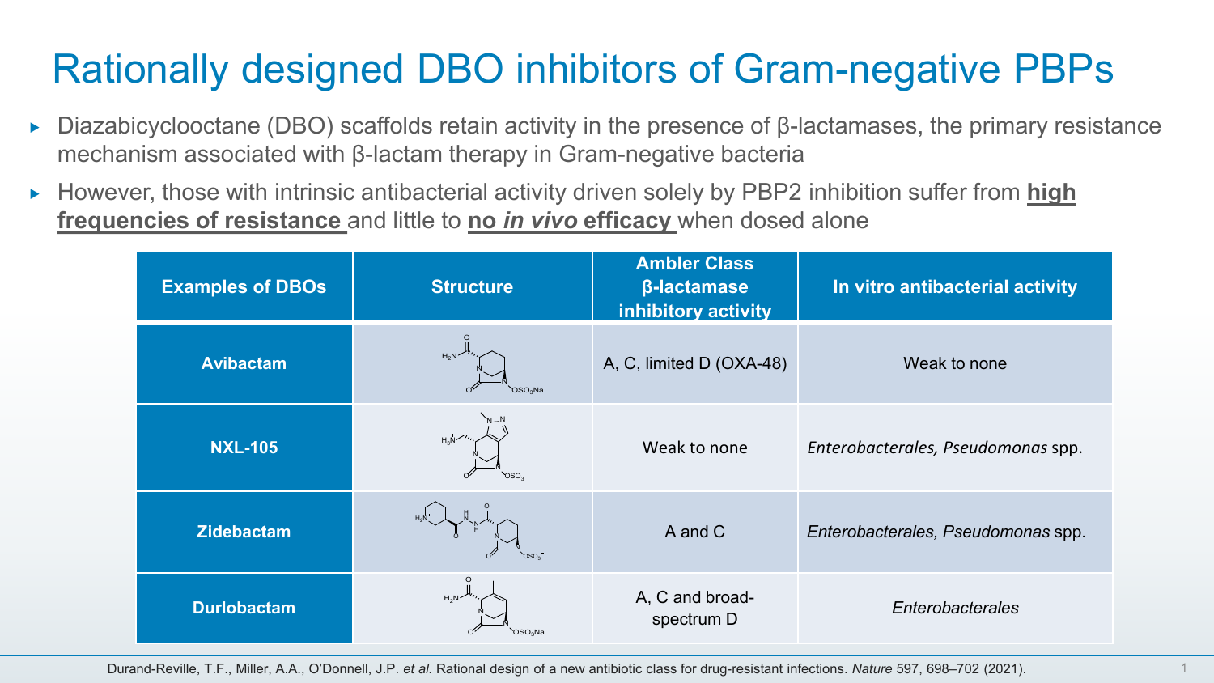# Rationally designed DBO inhibitors of Gram-negative PBPs

- Diazabicyclooctane (DBO) scaffolds retain activity in the presence of β-lactamases, the primary resistance mechanism associated with β-lactam therapy in Gram-negative bacteria
- However, those with intrinsic antibacterial activity driven solely by PBP2 inhibition suffer from **high frequencies of resistance** and little to **no *in vivo* efficacy** when dosed alone

| Examples of DBOs | Structure | Ambler Class β-lactamase inhibitory activity | In vitro antibacterial activity |
| --- | --- | --- | --- |
| **Avibactam** | | A, C, limited D (OXA-48) | Weak to none |
| **NXL-105** | | Weak to none | *Enterobacterales, Pseudomonas* spp. |
| **Zidebactam** | | A and C | *Enterobacterales, Pseudomonas* spp. |
| **Durlobactam** | | A, C and broad-spectrum D | *Enterobacterales* |

Durand-Reville, T.F., Miller, A.A., O'Donnell, J.P. *et al.* Rational design of a new antibiotic class for drug-resistant infections. *Nature* 597, 698–702 (2021).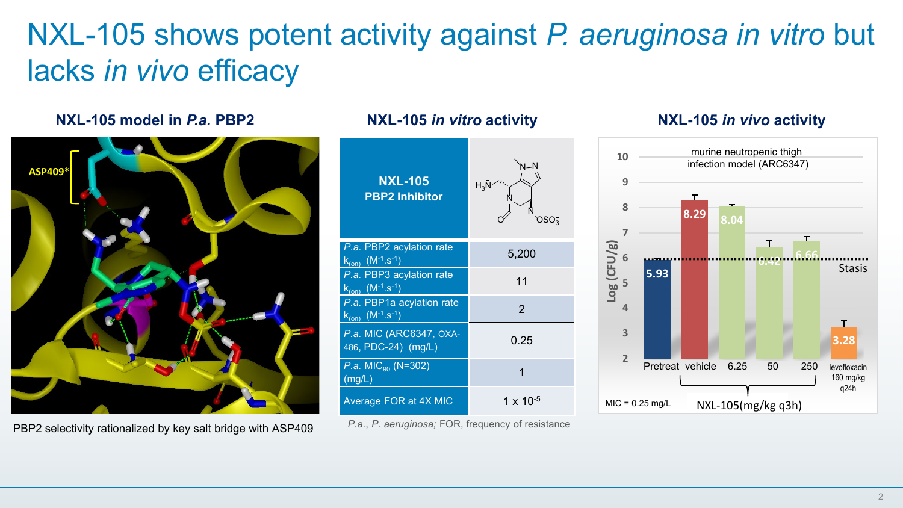# NXL-105 shows potent activity against *P. aeruginosa in vitro* but lacks *in vivo* efficacy

### NXL-105 model in *P.a.* PBP2

PBP2 selectivity rationalized by key salt bridge with ASP409

### NXL-105 *in vitro* activity

| **NXL-105 PBP2 Inhibitor** | |
|---|---|
| *P.a.* PBP2 acylation rate $k_{(on)}$ ($M^{-1}.s^{-1}$) | 5,200 |
| *P.a.* PBP3 acylation rate $k_{(on)}$ ($M^{-1}.s^{-1}$) | 11 |
| *P.a.* PBP1a acylation rate $k_{(on)}$ ($M^{-1}.s^{-1}$) | 2 |
| *P.a.* MIC (ARC6347, OXA-486, PDC-24) (mg/L) | 0.25 |
| *P.a.* $MIC_{90}$ (N=302) (mg/L) | 1 |
| Average FOR at 4X MIC | $1 \times 10^{-5}$ |

*P.a.*, *P. aeruginosa;* FOR, frequency of resistance

### NXL-105 *in vivo* activity

murine neutropenic thigh infection model (ARC6347)

| | Log (CFU/g) |
|---|---|
| Pretreat | 5.93 |
| vehicle | 8.29 |
| NXL-105 6.25 mg/kg q3h | 8.04 |
| NXL-105 50 mg/kg q3h | 6.42 |
| NXL-105 250 mg/kg q3h | 6.66 |
| levofloxacin 160 mg/kg q24h | 3.28 |

MIC = 0.25 mg/L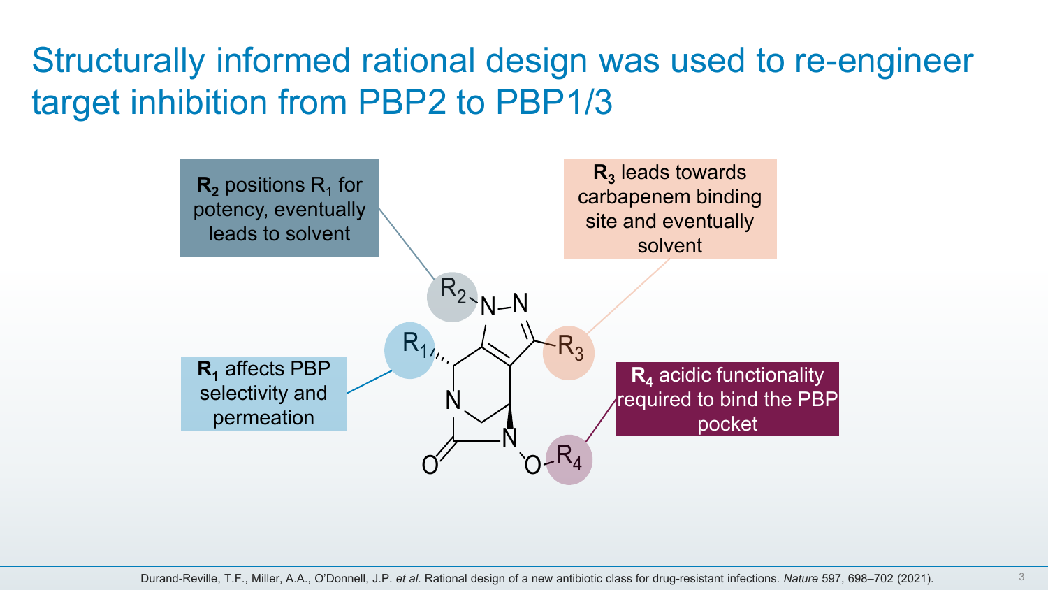# Structurally informed rational design was used to re-engineer target inhibition from PBP2 to PBP1/3

**$R_2$** positions $R_1$ for potency, eventually leads to solvent

**$R_3$** leads towards carbapenem binding site and eventually solvent

**$R_1$** affects PBP selectivity and permeation

**$R_4$** acidic functionality required to bind the PBP pocket

Durand-Reville, T.F., Miller, A.A., O'Donnell, J.P. *et al.* Rational design of a new antibiotic class for drug-resistant infections. *Nature* 597, 698–702 (2021).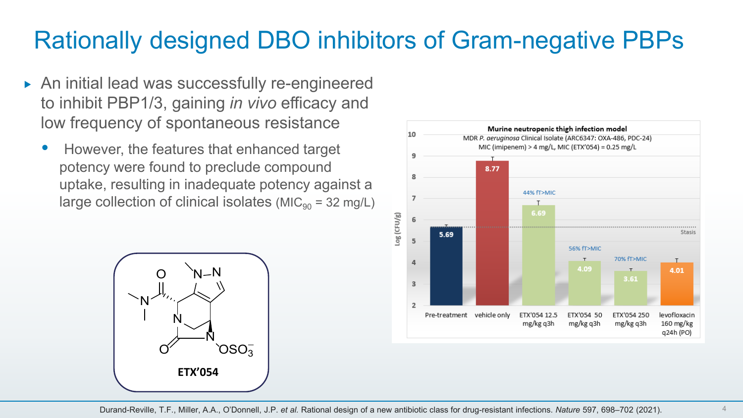# Rationally designed DBO inhibitors of Gram-negative PBPs

- An initial lead was successfully re-engineered to inhibit PBP1/3, gaining *in vivo* efficacy and low frequency of spontaneous resistance
  - However, the features that enhanced target potency were found to preclude compound uptake, resulting in inadequate potency against a large collection of clinical isolates ($MIC_{90}$ = 32 mg/L)

**ETX'054**

**Murine neutropenic thigh infection model**

MDR *P. aeruginosa* Clinical Isolate (ARC6347: OXA-486, PDC-24)

MIC (imipenem) > 4 mg/L, MIC (ETX'054) = 0.25 mg/L

| Treatment | Log (CFU/g) | %fT>MIC |
| --- | --- | --- |
| Pre-treatment | 5.69 | |
| vehicle only | 8.77 | |
| ETX'054 12.5 mg/kg q3h | 6.69 | 44% fT>MIC |
| ETX'054 50 mg/kg q3h | 4.09 | 56% fT>MIC |
| ETX'054 250 mg/kg q3h | 3.61 | 70% fT>MIC |
| levofloxacin 160 mg/kg q24h (PO) | 4.01 | |

Stasis

Durand-Reville, T.F., Miller, A.A., O'Donnell, J.P. *et al.* Rational design of a new antibiotic class for drug-resistant infections. *Nature* 597, 698–702 (2021).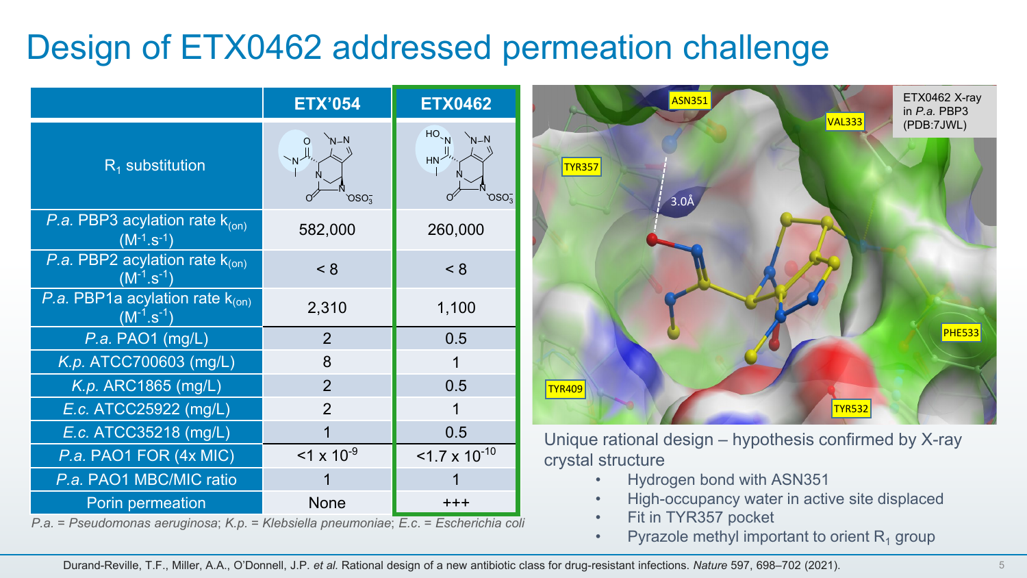# Design of ETX0462 addressed permeation challenge

| | ETX'054 | ETX0462 |
|---|---|---|
| $R_1$ substitution | | |
| *P.a.* PBP3 acylation rate $k_{(on)}$ ($M^{-1}.s^{-1}$) | 582,000 | 260,000 |
| *P.a.* PBP2 acylation rate $k_{(on)}$ ($M^{-1}.s^{-1}$) | < 8 | < 8 |
| *P.a.* PBP1a acylation rate $k_{(on)}$ ($M^{-1}.s^{-1}$) | 2,310 | 1,100 |
| *P.a.* PAO1 (mg/L) | 2 | 0.5 |
| *K.p.* ATCC700603 (mg/L) | 8 | 1 |
| *K.p.* ARC1865 (mg/L) | 2 | 0.5 |
| *E.c.* ATCC25922 (mg/L) | 2 | 1 |
| *E.c.* ATCC35218 (mg/L) | 1 | 0.5 |
| *P.a.* PAO1 FOR (4x MIC) | $<1 \times 10^{-9}$ | $<1.7 \times 10^{-10}$ |
| *P.a.* PAO1 MBC/MIC ratio | 1 | 1 |
| Porin permeation | None | +++ |

*P.a.* = *Pseudomonas aeruginosa*; *K.p.* = *Klebsiella pneumoniae*; *E.c.* = *Escherichia coli*

ETX0462 X-ray in *P.a.* PBP3 (PDB:7JWL)

Unique rational design – hypothesis confirmed by X-ray crystal structure

- Hydrogen bond with ASN351
- High-occupancy water in active site displaced
- Fit in TYR357 pocket
- Pyrazole methyl important to orient $R_1$ group

Durand-Reville, T.F., Miller, A.A., O'Donnell, J.P. *et al.* Rational design of a new antibiotic class for drug-resistant infections. *Nature* 597, 698–702 (2021).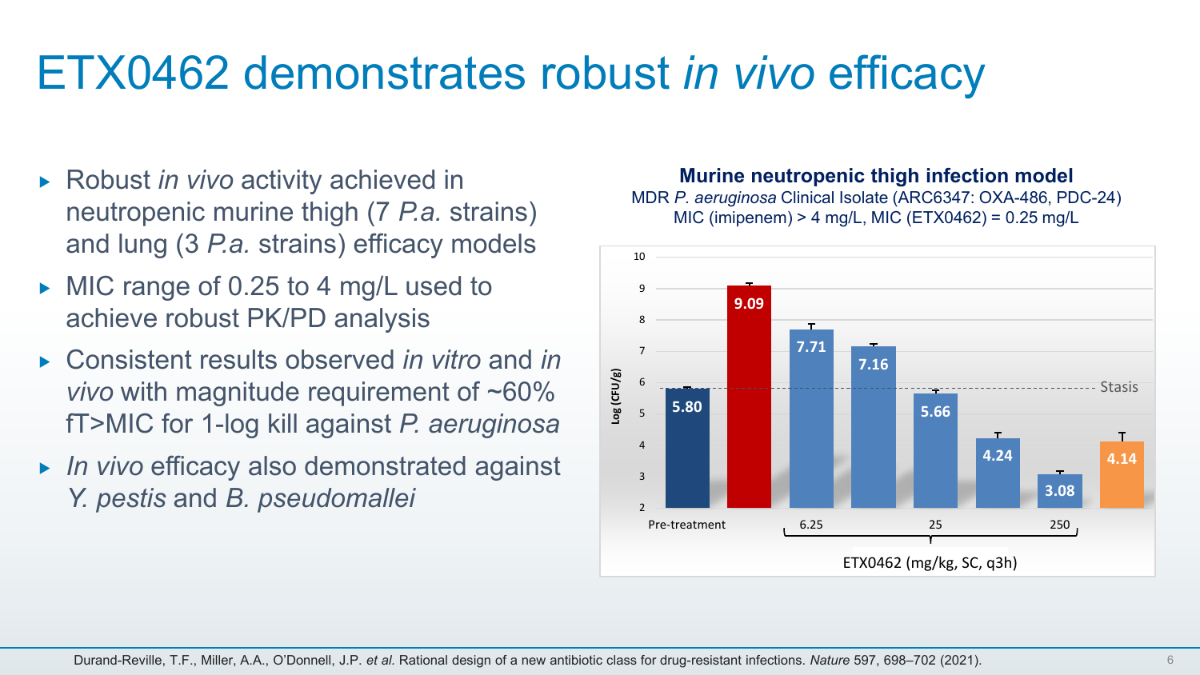# ETX0462 demonstrates robust *in vivo* efficacy

- Robust *in vivo* activity achieved in neutropenic murine thigh (7 *P.a.* strains) and lung (3 *P.a.* strains) efficacy models
- MIC range of 0.25 to 4 mg/L used to achieve robust PK/PD analysis
- Consistent results observed *in vitro* and *in vivo* with magnitude requirement of ~60% fT>MIC for 1-log kill against *P. aeruginosa*
- *In vivo* efficacy also demonstrated against *Y. pestis* and *B. pseudomallei*

**Murine neutropenic thigh infection model**

MDR *P. aeruginosa* Clinical Isolate (ARC6347: OXA-486, PDC-24)
MIC (imipenem) > 4 mg/L, MIC (ETX0462) = 0.25 mg/L

| Group | Log (CFU/g) |
|---|---|
| Pre-treatment | 5.80 |
| (red bar) | 9.09 |
| ETX0462 6.25 mg/kg | 7.71 |
| ETX0462 | 7.16 |
| ETX0462 25 mg/kg | 5.66 |
| ETX0462 | 4.24 |
| ETX0462 250 mg/kg | 3.08 |
| (orange bar) | 4.14 |

Stasis

ETX0462 (mg/kg, SC, q3h)

Durand-Reville, T.F., Miller, A.A., O'Donnell, J.P. *et al.* Rational design of a new antibiotic class for drug-resistant infections. *Nature* 597, 698–702 (2021).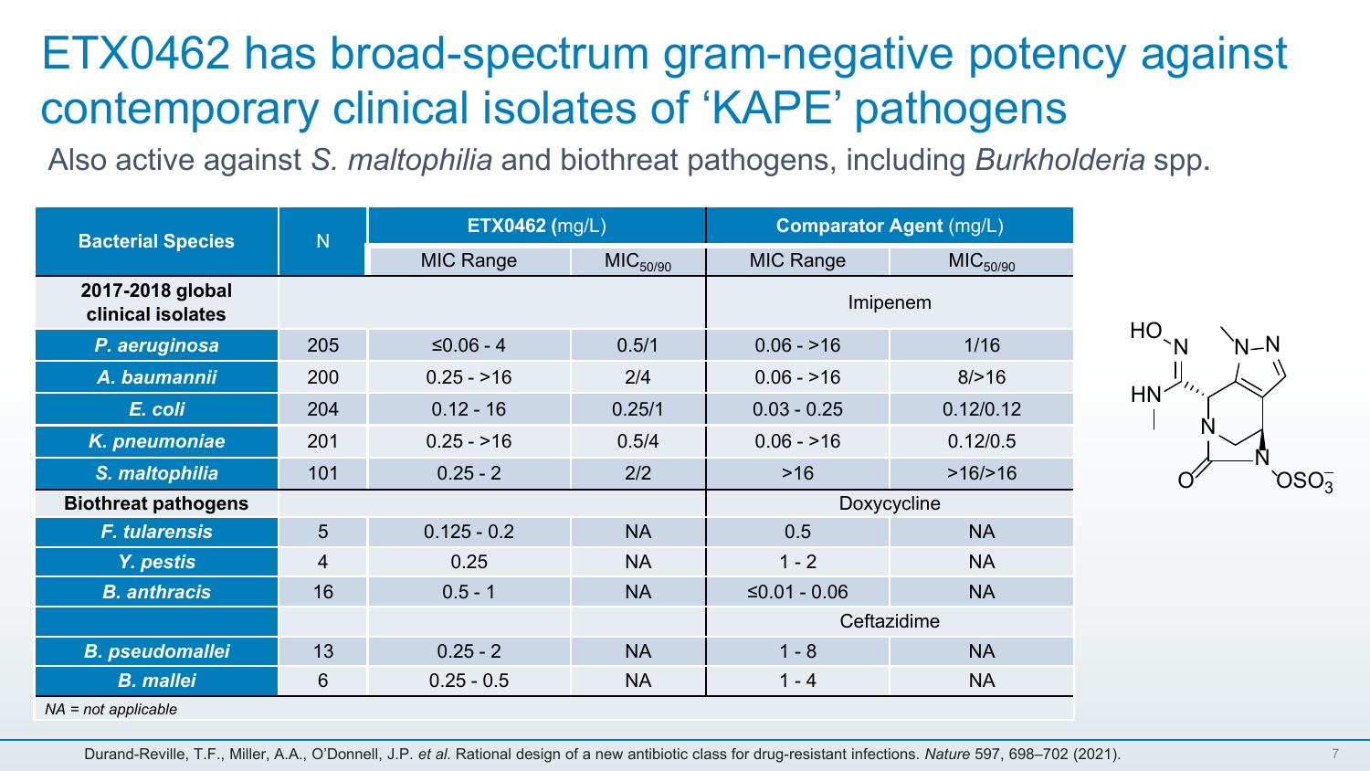# ETX0462 has broad-spectrum gram-negative potency against contemporary clinical isolates of 'KAPE' pathogens

Also active against *S. maltophilia* and biothreat pathogens, including *Burkholderia* spp.

| Bacterial Species | N | ETX0462 (mg/L) | | Comparator Agent (mg/L) | |
|---|---|---|---|---|---|
| | | MIC Range | $MIC_{50/90}$ | MIC Range | $MIC_{50/90}$ |
| **2017-2018 global clinical isolates** | | | | Imipenem | |
| ***P. aeruginosa*** | 205 | ≤0.06 - 4 | 0.5/1 | 0.06 - >16 | 1/16 |
| ***A. baumannii*** | 200 | 0.25 - >16 | 2/4 | 0.06 - >16 | 8/>16 |
| ***E. coli*** | 204 | 0.12 - 16 | 0.25/1 | 0.03 - 0.25 | 0.12/0.12 |
| ***K. pneumoniae*** | 201 | 0.25 - >16 | 0.5/4 | 0.06 - >16 | 0.12/0.5 |
| ***S. maltophilia*** | 101 | 0.25 - 2 | 2/2 | >16 | >16/>16 |
| **Biothreat pathogens** | | | | Doxycycline | |
| ***F. tularensis*** | 5 | 0.125 - 0.2 | NA | 0.5 | NA |
| ***Y. pestis*** | 4 | 0.25 | NA | 1 - 2 | NA |
| ***B. anthracis*** | 16 | 0.5 - 1 | NA | ≤0.01 - 0.06 | NA |
| | | | | Ceftazidime | |
| ***B. pseudomallei*** | 13 | 0.25 - 2 | NA | 1 - 8 | NA |
| ***B. mallei*** | 6 | 0.25 - 0.5 | NA | 1 - 4 | NA |

*NA = not applicable*

Durand-Reville, T.F., Miller, A.A., O'Donnell, J.P. *et al.* Rational design of a new antibiotic class for drug-resistant infections. *Nature* 597, 698–702 (2021).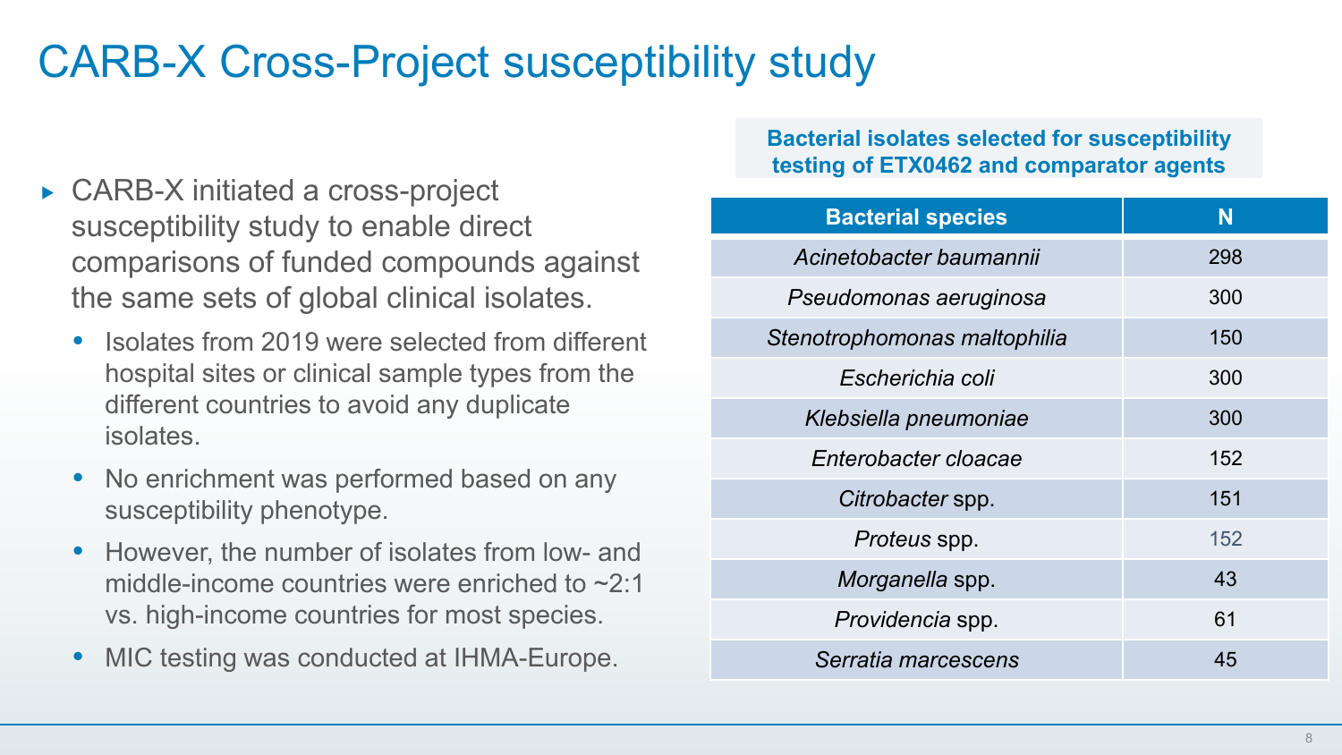# CARB-X Cross-Project susceptibility study

- CARB-X initiated a cross-project susceptibility study to enable direct comparisons of funded compounds against the same sets of global clinical isolates.
  - Isolates from 2019 were selected from different hospital sites or clinical sample types from the different countries to avoid any duplicate isolates.
  - No enrichment was performed based on any susceptibility phenotype.
  - However, the number of isolates from low- and middle-income countries were enriched to ~2:1 vs. high-income countries for most species.
  - MIC testing was conducted at IHMA-Europe.

**Bacterial isolates selected for susceptibility testing of ETX0462 and comparator agents**

| Bacterial species | N |
|---|---|
| *Acinetobacter baumannii* | 298 |
| *Pseudomonas aeruginosa* | 300 |
| *Stenotrophomonas maltophilia* | 150 |
| *Escherichia coli* | 300 |
| *Klebsiella pneumoniae* | 300 |
| *Enterobacter cloacae* | 152 |
| *Citrobacter* spp. | 151 |
| *Proteus* spp. | 152 |
| *Morganella* spp. | 43 |
| *Providencia* spp. | 61 |
| *Serratia marcescens* | 45 |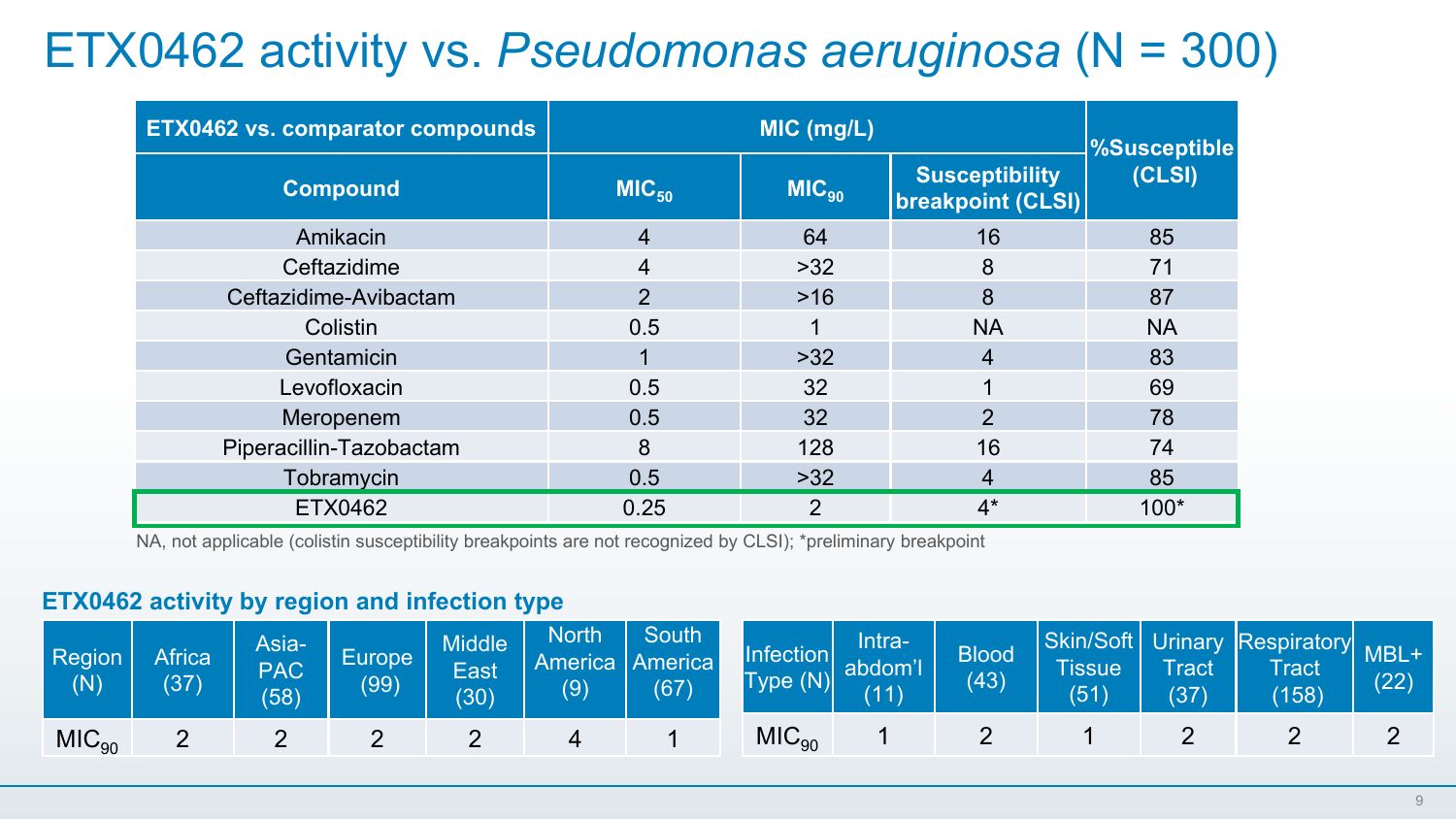# ETX0462 activity vs. *Pseudomonas aeruginosa* (N = 300)

| ETX0462 vs. comparator compounds | MIC (mg/L) | | | %Susceptible (CLSI) |
|---|---|---|---|---|
| **Compound** | **$MIC_{50}$** | **$MIC_{90}$** | **Susceptibility breakpoint (CLSI)** | |
| Amikacin | 4 | 64 | 16 | 85 |
| Ceftazidime | 4 | >32 | 8 | 71 |
| Ceftazidime-Avibactam | 2 | >16 | 8 | 87 |
| Colistin | 0.5 | 1 | NA | NA |
| Gentamicin | 1 | >32 | 4 | 83 |
| Levofloxacin | 0.5 | 32 | 1 | 69 |
| Meropenem | 0.5 | 32 | 2 | 78 |
| Piperacillin-Tazobactam | 8 | 128 | 16 | 74 |
| Tobramycin | 0.5 | >32 | 4 | 85 |
| ETX0462 | 0.25 | 2 | 4* | 100* |

NA, not applicable (colistin susceptibility breakpoints are not recognized by CLSI); *preliminary breakpoint

## ETX0462 activity by region and infection type

| Region (N) | Africa (37) | Asia-PAC (58) | Europe (99) | Middle East (30) | North America (9) | South America (67) |
|---|---|---|---|---|---|---|
| $MIC_{90}$ | 2 | 2 | 2 | 2 | 4 | 1 |

| Infection Type (N) | Intra-abdom'l (11) | Blood (43) | Skin/Soft Tissue (51) | Urinary Tract (37) | Respiratory Tract (158) | MBL+ (22) |
|---|---|---|---|---|---|---|
| $MIC_{90}$ | 1 | 2 | 1 | 2 | 2 | 2 |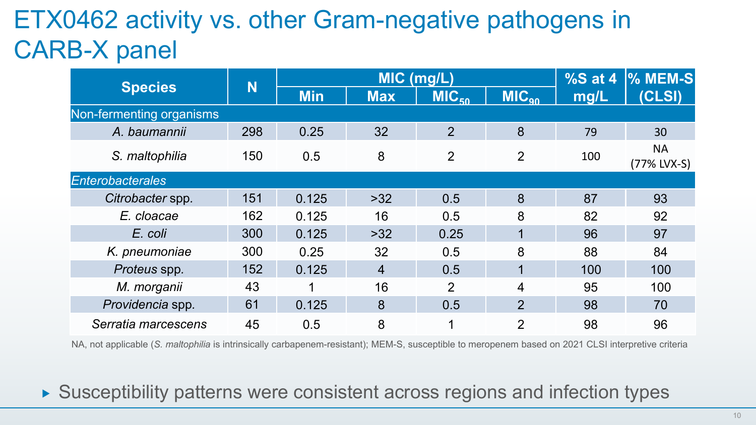# ETX0462 activity vs. other Gram-negative pathogens in CARB-X panel

| Species | N | MIC (mg/L) | | | | %S at 4 mg/L | % MEM-S (CLSI) |
|---|---|---|---|---|---|---|---|
| | | Min | Max | $MIC_{50}$ | $MIC_{90}$ | | |
| Non-fermenting organisms | | | | | | | |
| *A. baumannii* | 298 | 0.25 | 32 | 2 | 8 | 79 | 30 |
| *S. maltophilia* | 150 | 0.5 | 8 | 2 | 2 | 100 | NA (77% LVX-S) |
| *Enterobacterales* | | | | | | | |
| *Citrobacter* spp. | 151 | 0.125 | >32 | 0.5 | 8 | 87 | 93 |
| *E. cloacae* | 162 | 0.125 | 16 | 0.5 | 8 | 82 | 92 |
| *E. coli* | 300 | 0.125 | >32 | 0.25 | 1 | 96 | 97 |
| *K. pneumoniae* | 300 | 0.25 | 32 | 0.5 | 8 | 88 | 84 |
| *Proteus* spp. | 152 | 0.125 | 4 | 0.5 | 1 | 100 | 100 |
| *M. morganii* | 43 | 1 | 16 | 2 | 4 | 95 | 100 |
| *Providencia* spp. | 61 | 0.125 | 8 | 0.5 | 2 | 98 | 70 |
| *Serratia marcescens* | 45 | 0.5 | 8 | 1 | 2 | 98 | 96 |

NA, not applicable (*S. maltophilia* is intrinsically carbapenem-resistant); MEM-S, susceptible to meropenem based on 2021 CLSI interpretive criteria

- Susceptibility patterns were consistent across regions and infection types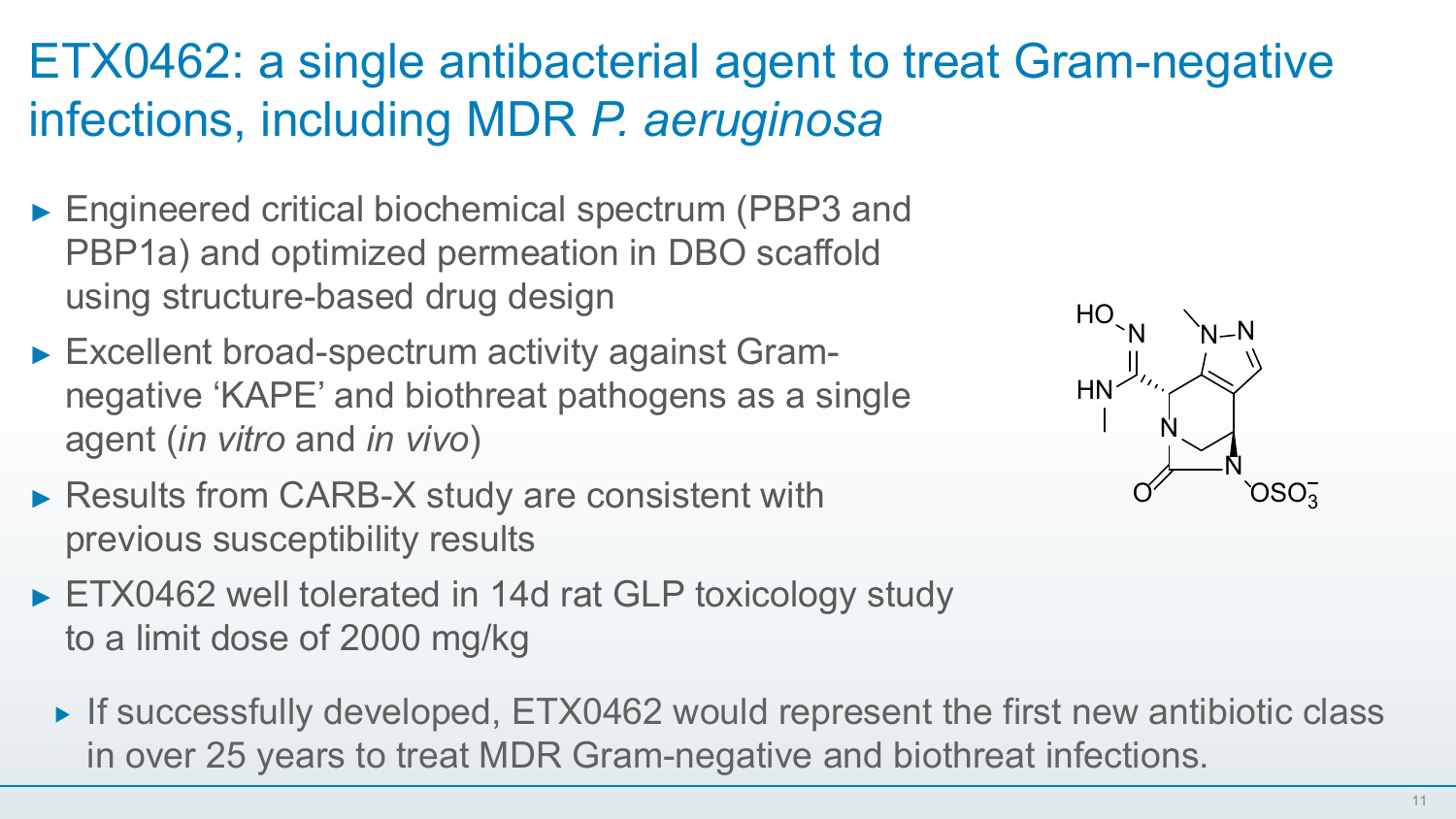# ETX0462: a single antibacterial agent to treat Gram-negative infections, including MDR *P. aeruginosa*

- Engineered critical biochemical spectrum (PBP3 and PBP1a) and optimized permeation in DBO scaffold using structure-based drug design
- Excellent broad-spectrum activity against Gram-negative 'KAPE' and biothreat pathogens as a single agent (*in vitro* and *in vivo*)
- Results from CARB-X study are consistent with previous susceptibility results
- ETX0462 well tolerated in 14d rat GLP toxicology study to a limit dose of 2000 mg/kg
  - If successfully developed, ETX0462 would represent the first new antibiotic class in over 25 years to treat MDR Gram-negative and biothreat infections.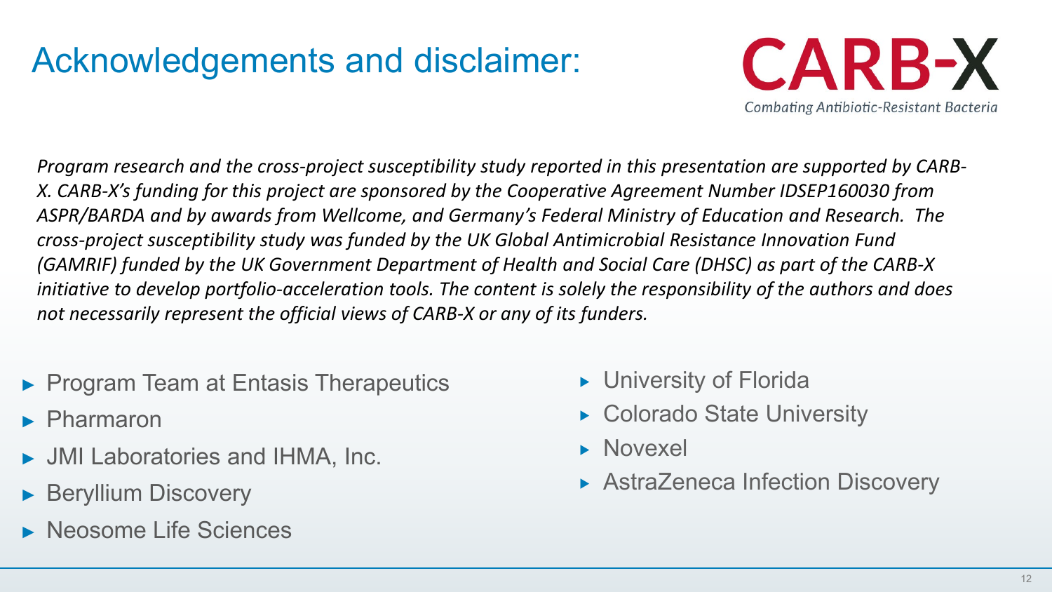# Acknowledgements and disclaimer:

CARB-X

Combating Antibiotic-Resistant Bacteria

*Program research and the cross-project susceptibility study reported in this presentation are supported by CARB-X. CARB-X's funding for this project are sponsored by the Cooperative Agreement Number IDSEP160030 from ASPR/BARDA and by awards from Wellcome, and Germany's Federal Ministry of Education and Research. The cross-project susceptibility study was funded by the UK Global Antimicrobial Resistance Innovation Fund (GAMRIF) funded by the UK Government Department of Health and Social Care (DHSC) as part of the CARB-X initiative to develop portfolio-acceleration tools. The content is solely the responsibility of the authors and does not necessarily represent the official views of CARB-X or any of its funders.*

- Program Team at Entasis Therapeutics
- Pharmaron
- JMI Laboratories and IHMA, Inc.
- Beryllium Discovery
- Neosome Life Sciences
- University of Florida
- Colorado State University
- Novexel
- AstraZeneca Infection Discovery